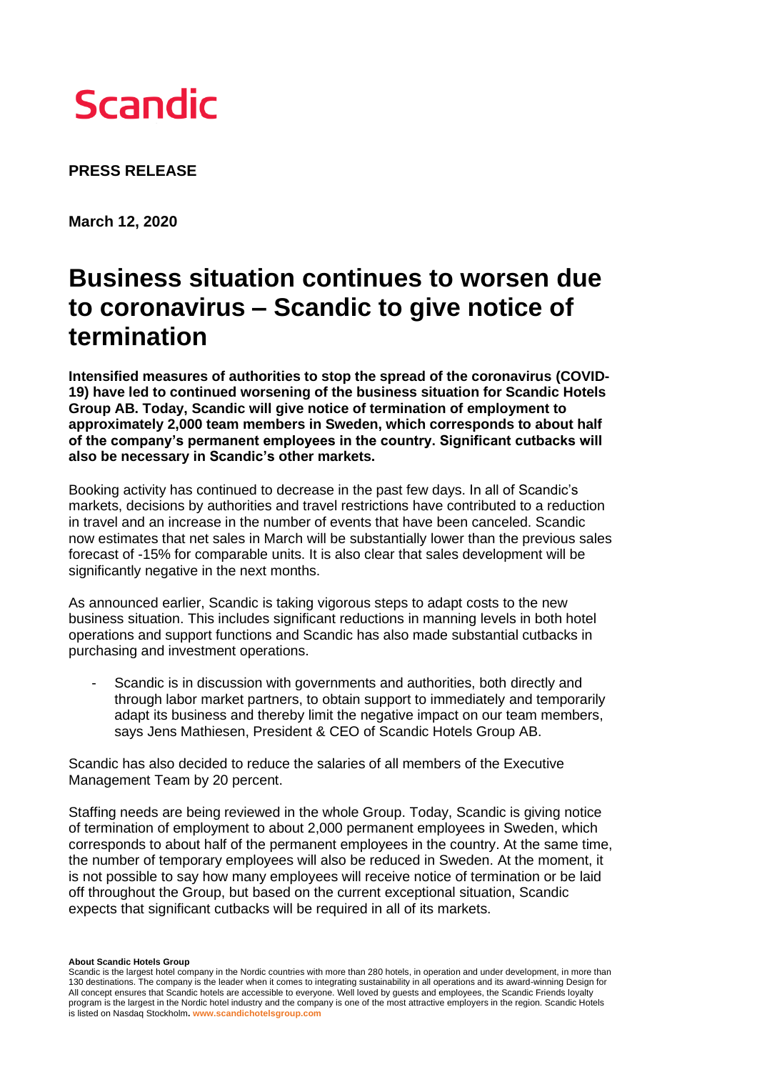Scandic

**PRESS RELEASE**

**March 12, 2020**

# Business situation continues to worsen due to coronavirus – Scandic to give notice of termination

**Intensified measures of authorities to stop the spread of the coronavirus (COVID-19) have led to continued worsening of the business situation for Scandic Hotels Group AB. Today, Scandic will give notice of termination of employment to approximately 2,000 team members in Sweden, which corresponds to about half of the company's permanent employees in the country. Significant cutbacks will also be necessary in Scandic's other markets.**

Booking activity has continued to decrease in the past few days. In all of Scandic's markets, decisions by authorities and travel restrictions have contributed to a reduction in travel and an increase in the number of events that have been canceled. Scandic now estimates that net sales in March will be substantially lower than the previous sales forecast of -15% for comparable units. It is also clear that sales development will be significantly negative in the next months.

As announced earlier, Scandic is taking vigorous steps to adapt costs to the new business situation. This includes significant reductions in manning levels in both hotel operations and support functions and Scandic has also made substantial cutbacks in purchasing and investment operations.

- Scandic is in discussion with governments and authorities, both directly and through labor market partners, to obtain support to immediately and temporarily adapt its business and thereby limit the negative impact on our team members, says Jens Mathiesen, President & CEO of Scandic Hotels Group AB.

Scandic has also decided to reduce the salaries of all members of the Executive Management Team by 20 percent.

Staffing needs are being reviewed in the whole Group. Today, Scandic is giving notice of termination of employment to about 2,000 permanent employees in Sweden, which corresponds to about half of the permanent employees in the country. At the same time, the number of temporary employees will also be reduced in Sweden. At the moment, it is not possible to say how many employees will receive notice of termination or be laid off throughout the Group, but based on the current exceptional situation, Scandic expects that significant cutbacks will be required in all of its markets.

**About Scandic Hotels Group**
Scandic is the largest hotel company in the Nordic countries with more than 280 hotels, in operation and under development, in more than 130 destinations. The company is the leader when it comes to integrating sustainability in all operations and its award-winning Design for All concept ensures that Scandic hotels are accessible to everyone. Well loved by guests and employees, the Scandic Friends loyalty program is the largest in the Nordic hotel industry and the company is one of the most attractive employers in the region. Scandic Hotels is listed on Nasdaq Stockholm. www.scandichotelsgroup.com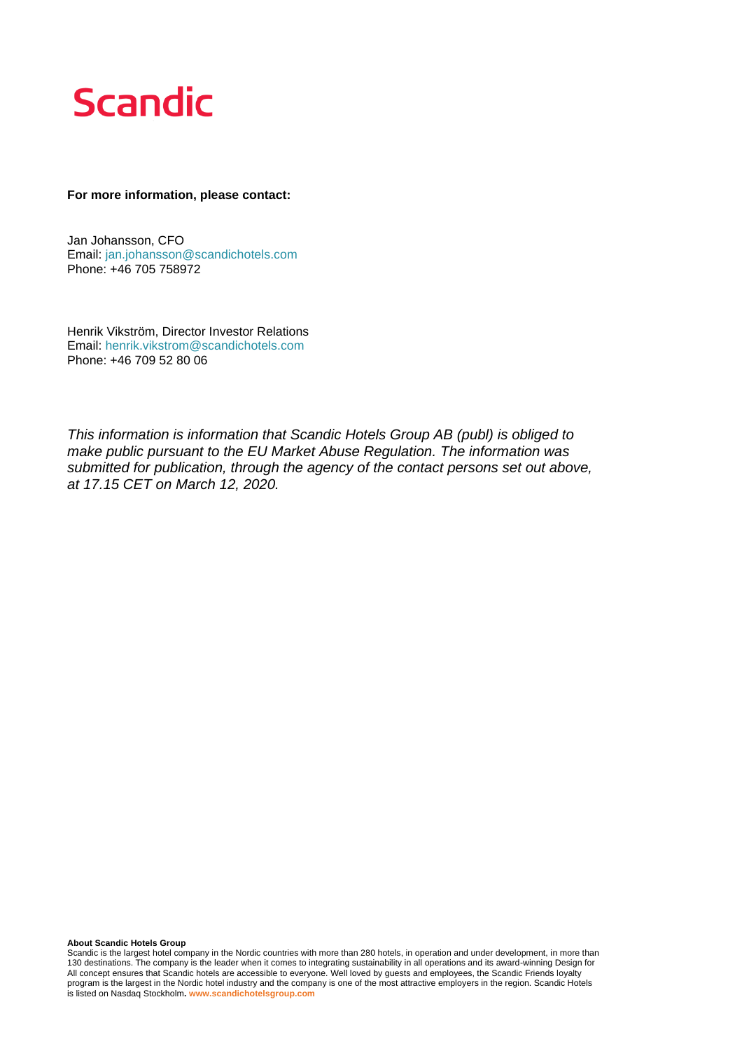Scandic

**For more information, please contact:**

Jan Johansson, CFO
Email: jan.johansson@scandichotels.com
Phone: +46 705 758972

Henrik Vikström, Director Investor Relations
Email: henrik.vikstrom@scandichotels.com
Phone: +46 709 52 80 06

*This information is information that Scandic Hotels Group AB (publ) is obliged to make public pursuant to the EU Market Abuse Regulation. The information was submitted for publication, through the agency of the contact persons set out above, at 17.15 CET on March 12, 2020.*

**About Scandic Hotels Group**
Scandic is the largest hotel company in the Nordic countries with more than 280 hotels, in operation and under development, in more than 130 destinations. The company is the leader when it comes to integrating sustainability in all operations and its award-winning Design for All concept ensures that Scandic hotels are accessible to everyone. Well loved by guests and employees, the Scandic Friends loyalty program is the largest in the Nordic hotel industry and the company is one of the most attractive employers in the region. Scandic Hotels is listed on Nasdaq Stockholm**.** **www.scandichotelsgroup.com**